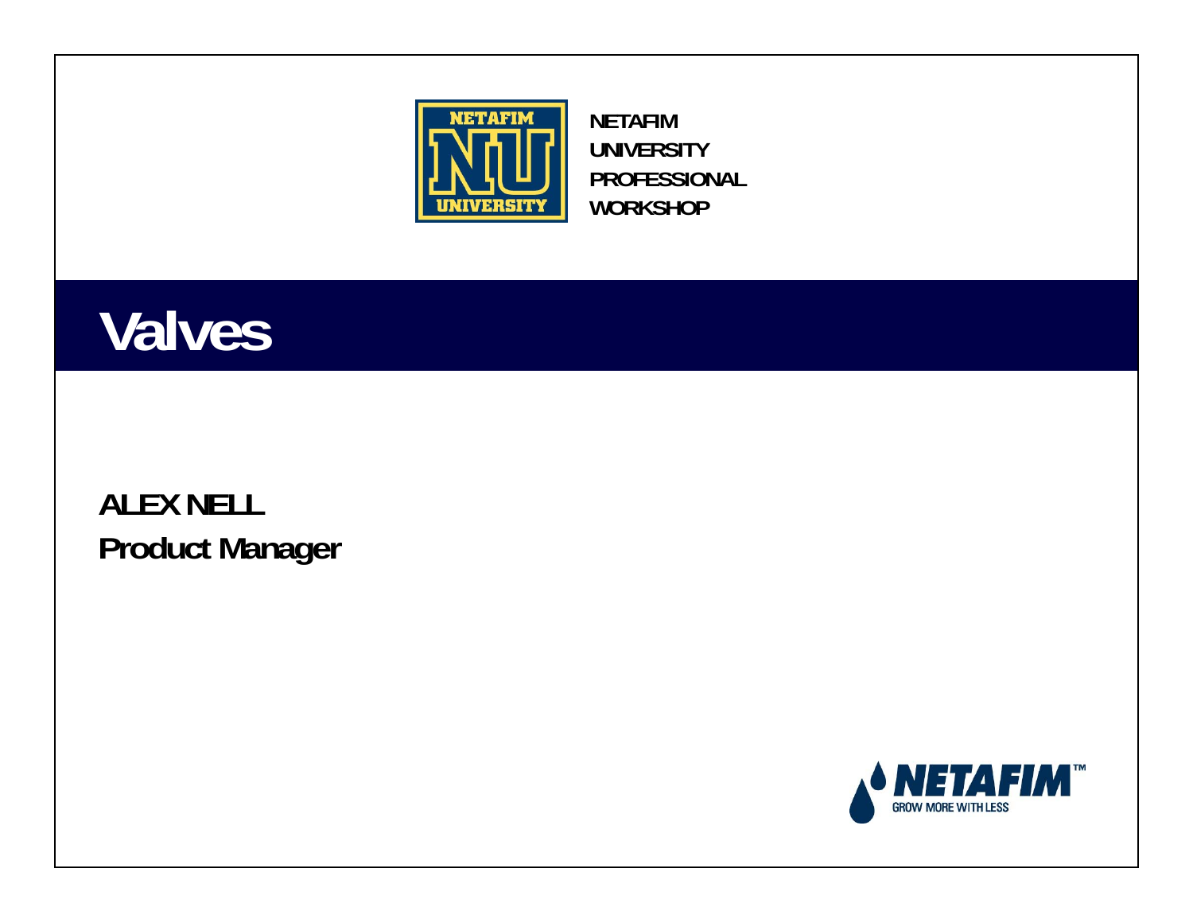NETAFIM
UNIVERSITY
PROFESSIONAL
WORKSHOP

# Valves

**ALEX NELL**
**Product Manager**

NETAFIM™
GROW MORE WITH LESS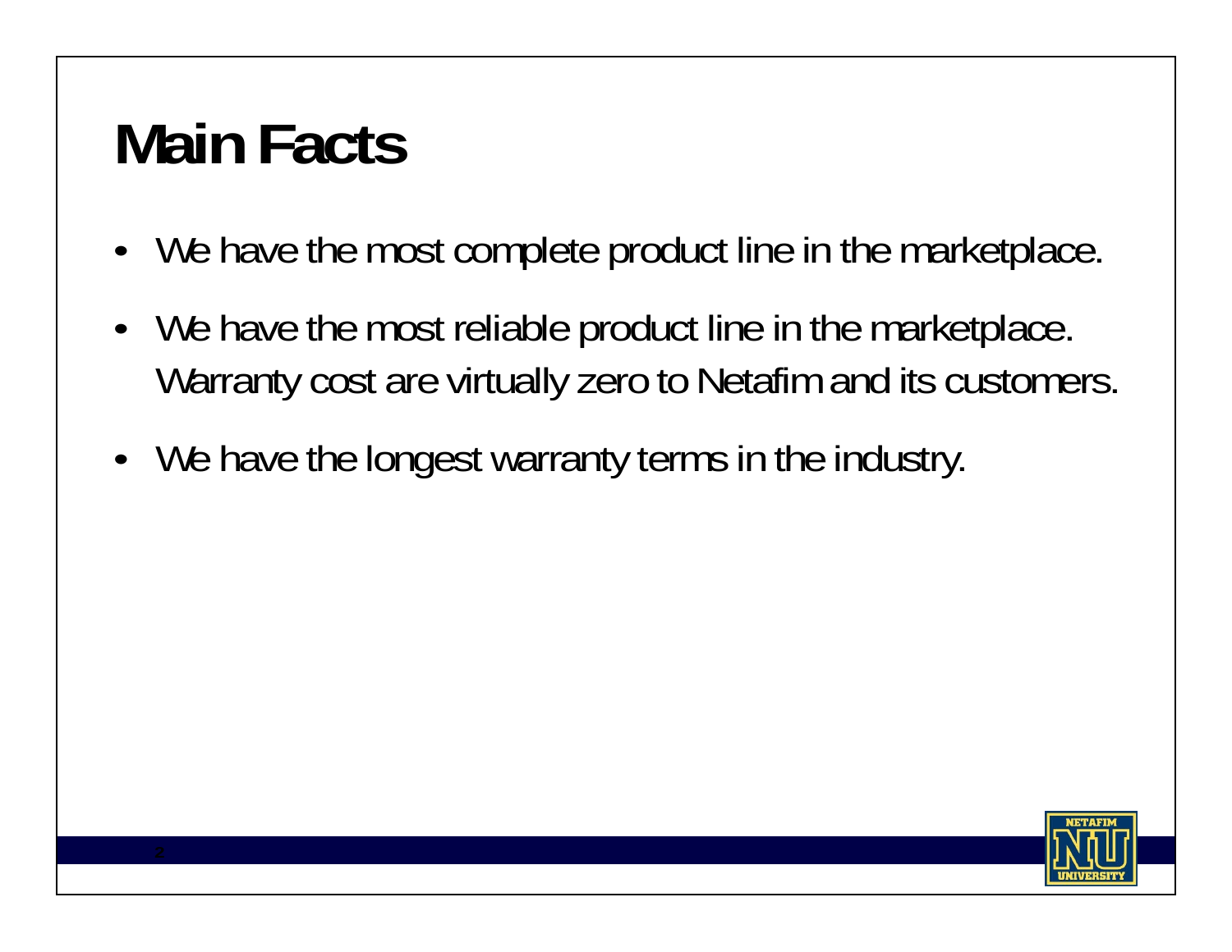# Main Facts

- We have the most complete product line in the marketplace.
- We have the most reliable product line in the marketplace. Warranty cost are virtually zero to Netafim and its customers.
- We have the longest warranty terms in the industry.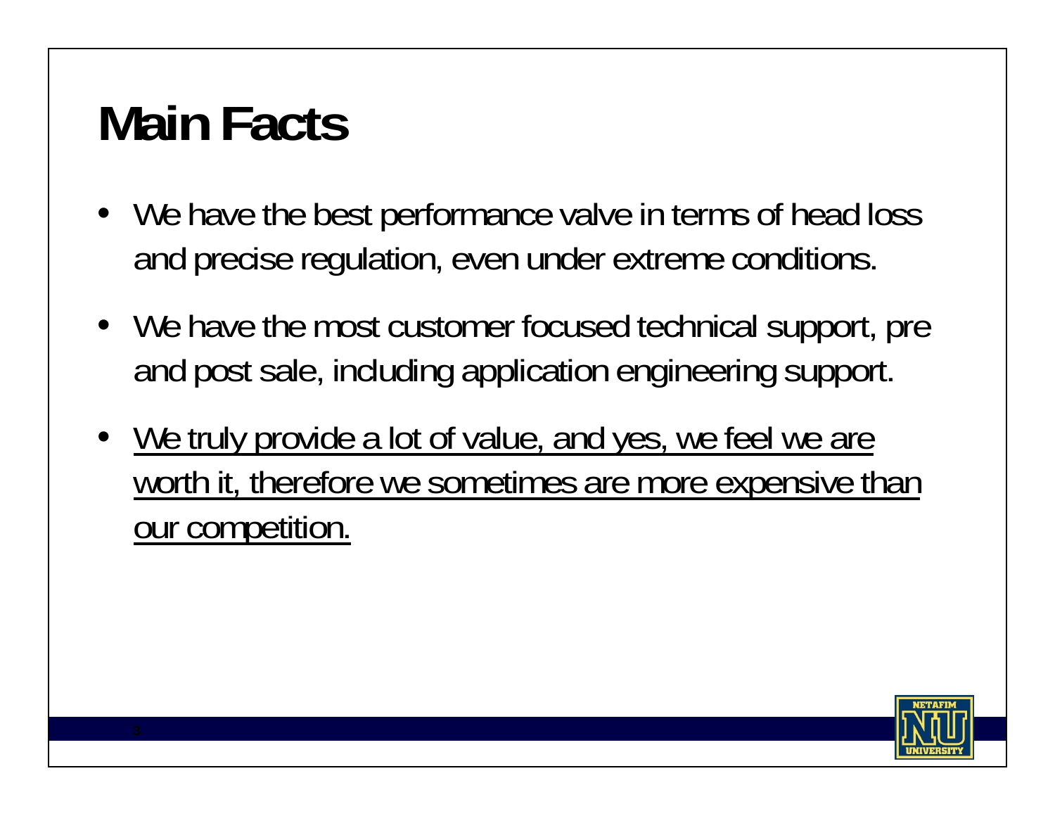# Main Facts

- We have the best performance valve in terms of head loss and precise regulation, even under extreme conditions.
- We have the most customer focused technical support, pre and post sale, including application engineering support.
- <u>We truly provide a lot of value, and yes, we feel we are worth it, therefore we sometimes are more expensive than our competition.</u>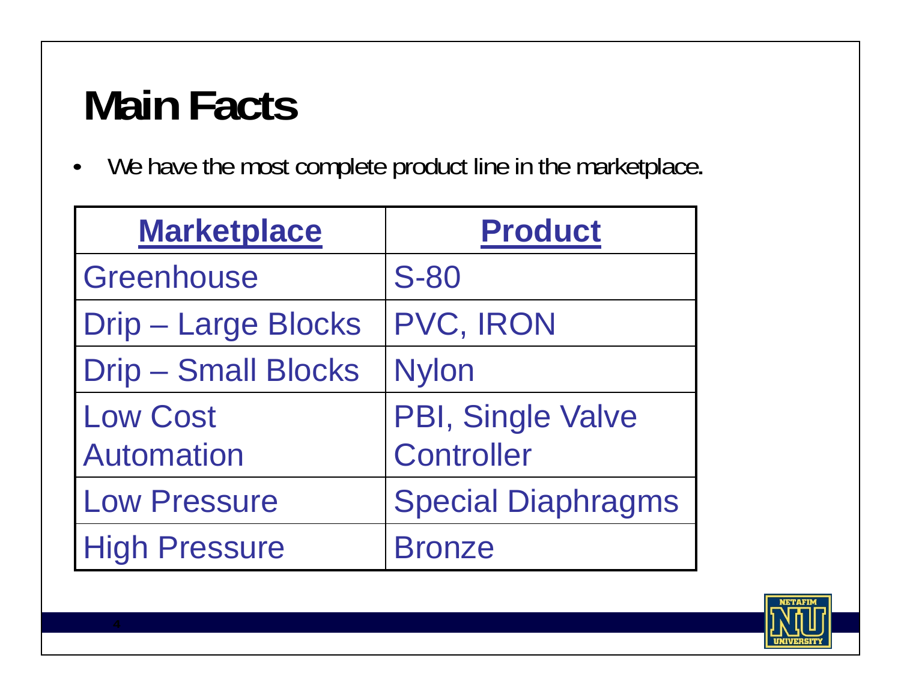# Main Facts

- We have the most complete product line in the marketplace.

| Marketplace | Product |
|---|---|
| Greenhouse | S-80 |
| Drip – Large Blocks | PVC, IRON |
| Drip – Small Blocks | Nylon |
| Low Cost Automation | PBI, Single Valve Controller |
| Low Pressure | Special Diaphragms |
| High Pressure | Bronze |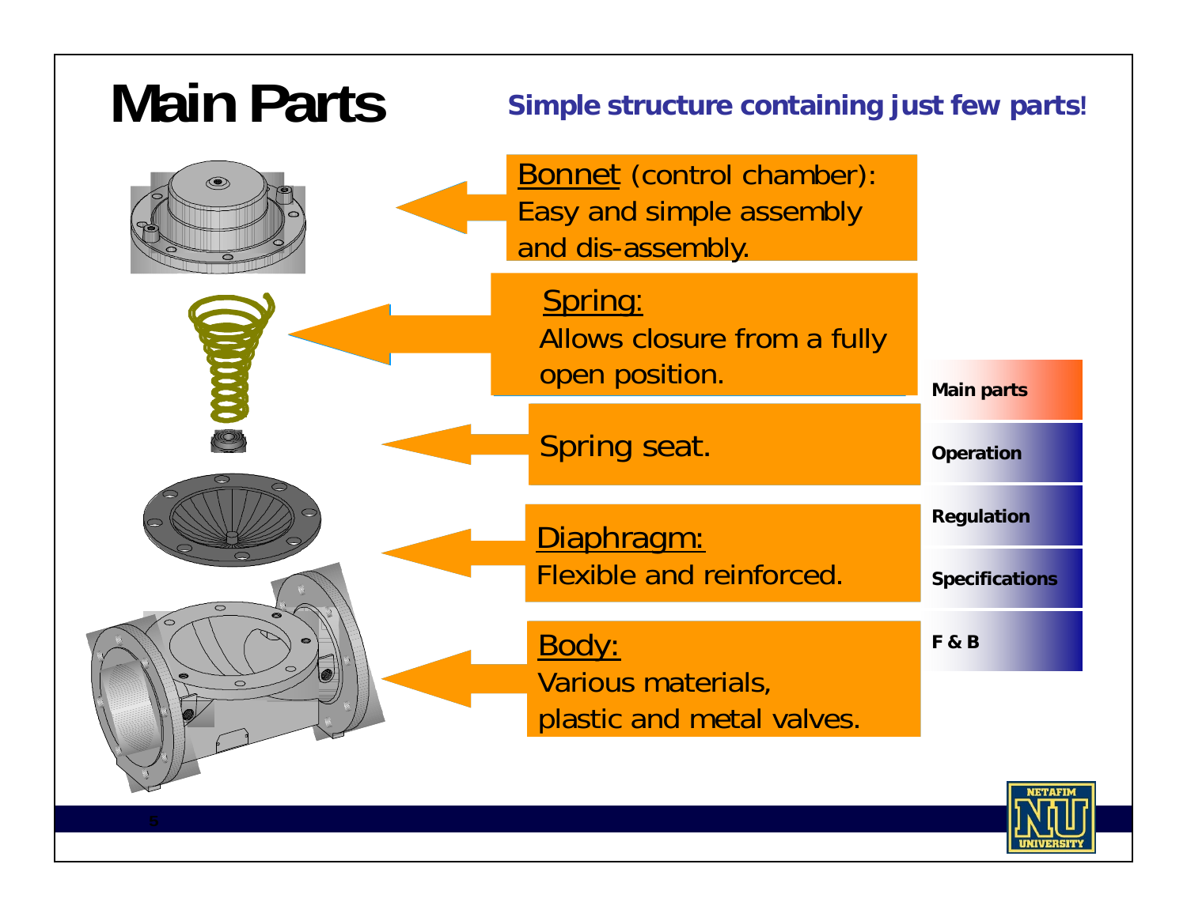# Main Parts

**Simple structure containing just few parts!**

Bonnet (control chamber): Easy and simple assembly and dis-assembly.

Spring: Allows closure from a fully open position.

Spring seat.

Diaphragm: Flexible and reinforced.

Body: Various materials, plastic and metal valves.

- Main parts
- Operation
- Regulation
- Specifications
- F & B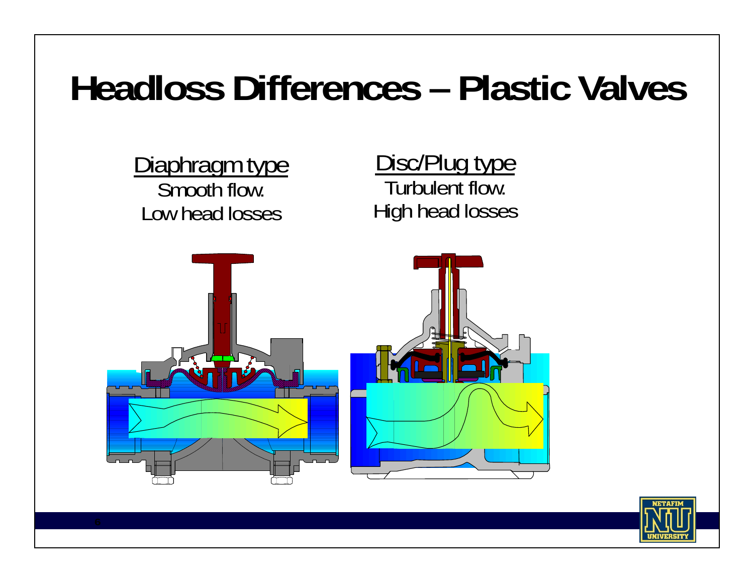# Headloss Differences – Plastic Valves

Diaphragm type

Smooth flow.

Low head losses

Disc/Plug type

Turbulent flow.

High head losses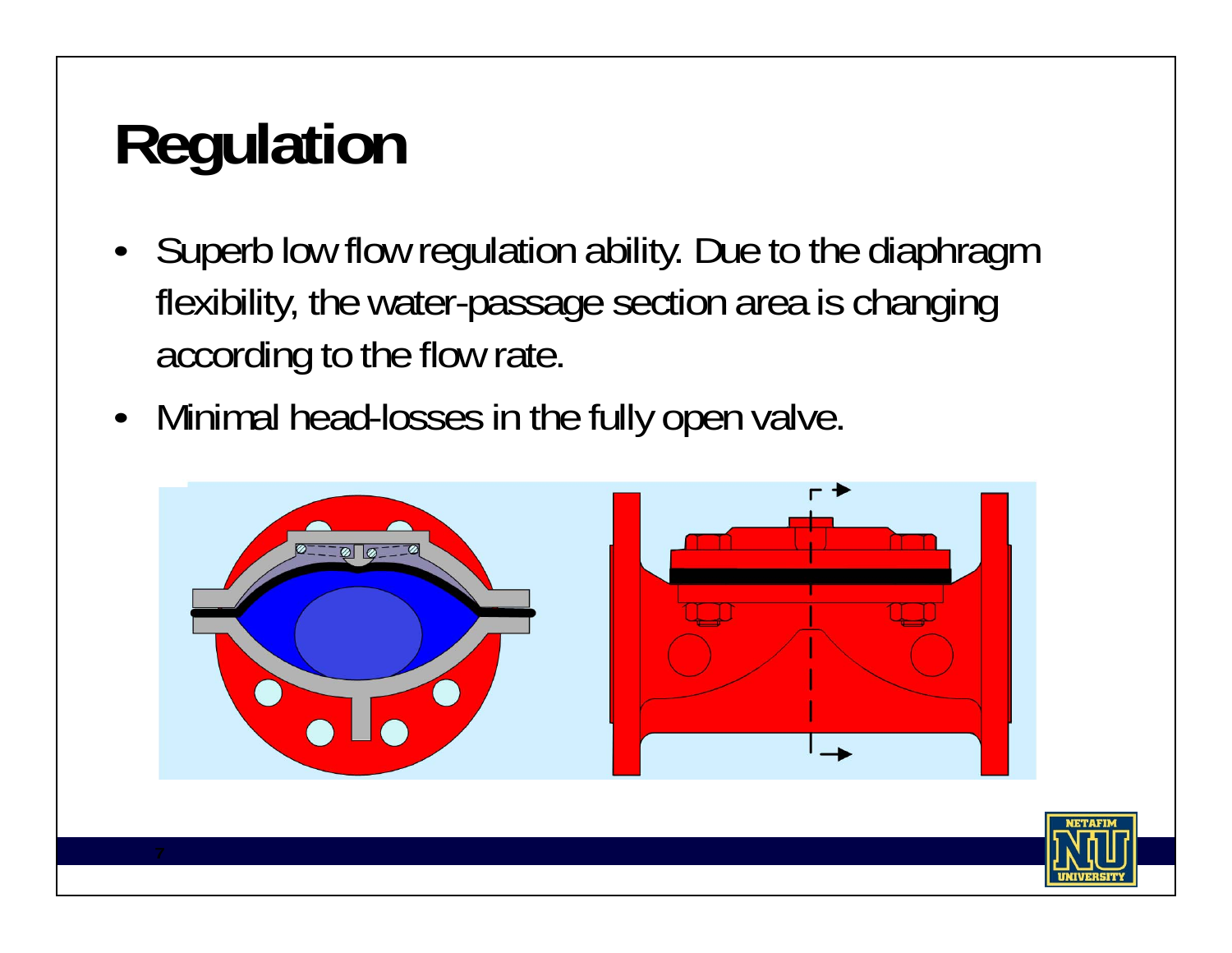# Regulation

- Superb low flow regulation ability. Due to the diaphragm flexibility, the water-passage section area is changing according to the flow rate.
- Minimal head-losses in the fully open valve.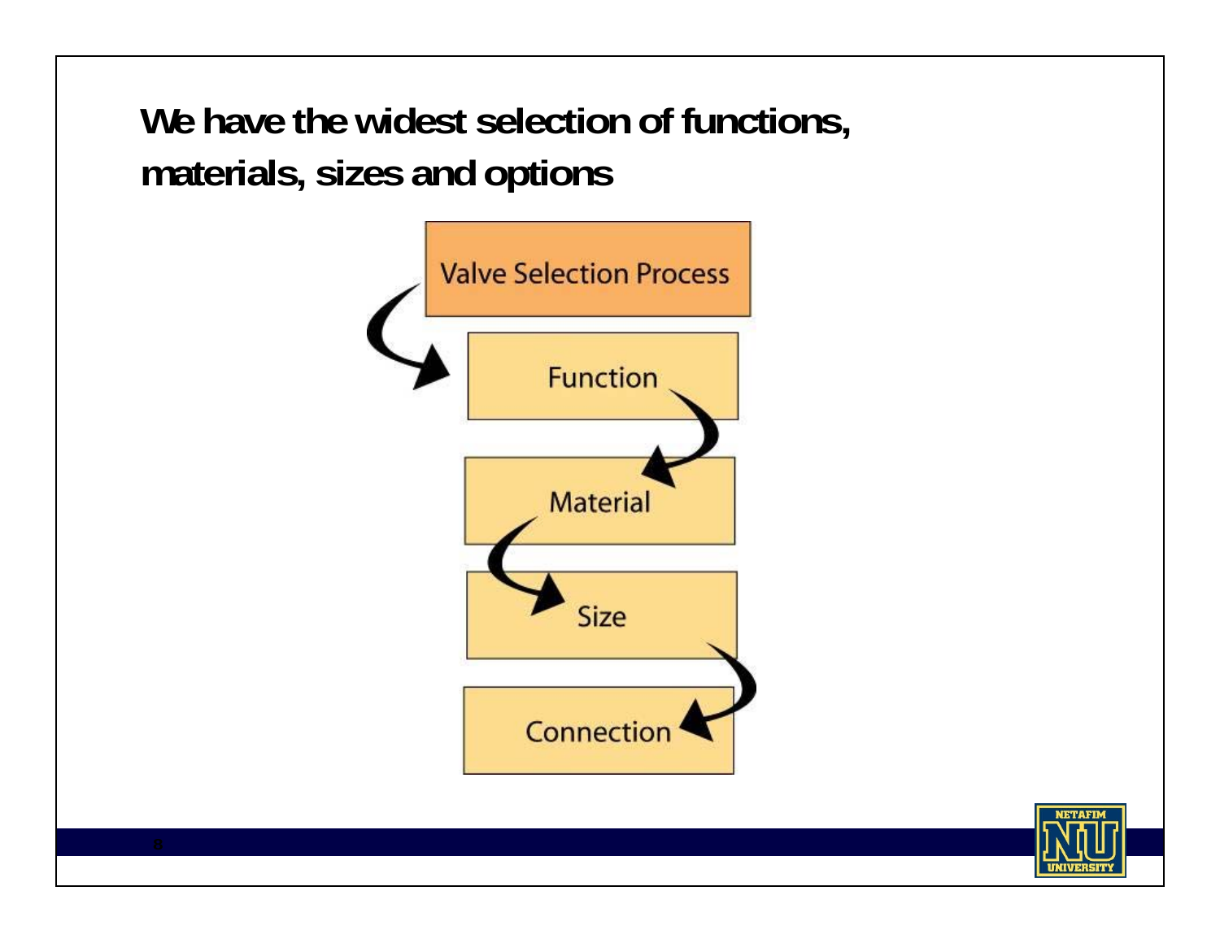# We have the widest selection of functions, materials, sizes and options

**Valve Selection Process**

1. Function
2. Material
3. Size
4. Connection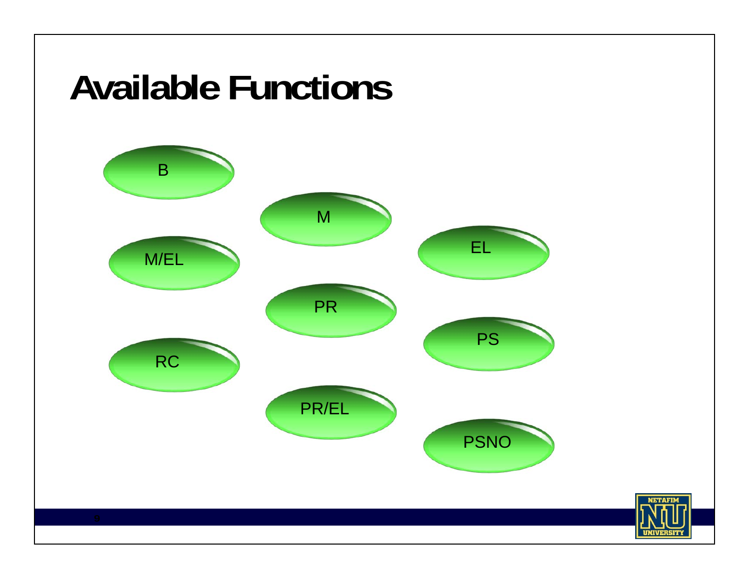# Available Functions

- B
- M
- M/EL
- EL
- PR
- PS
- RC
- PR/EL
- PSNO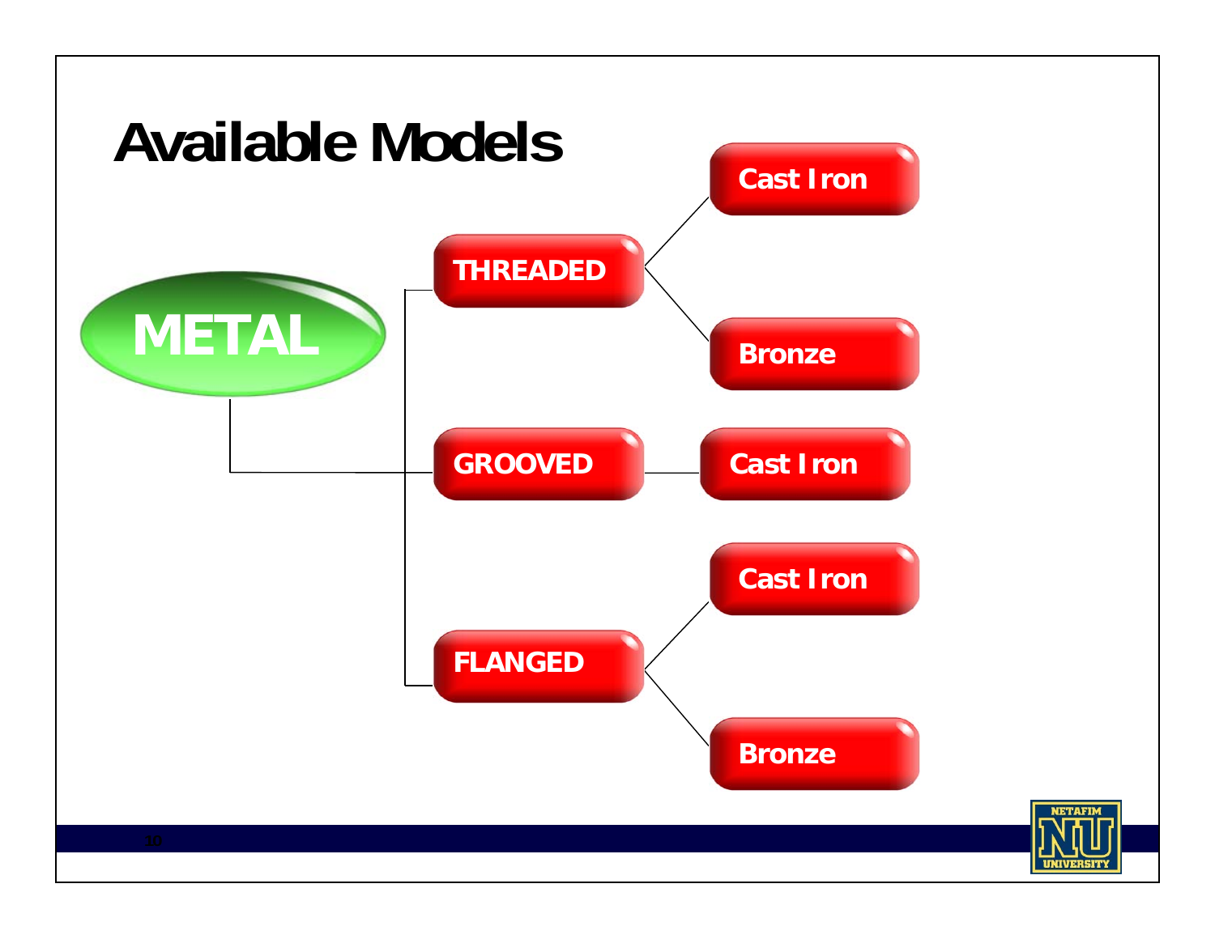# Available Models

- **METAL**
  - **THREADED**
    - Cast Iron
    - Bronze
  - **GROOVED**
    - Cast Iron
  - **FLANGED**
    - Cast Iron
    - Bronze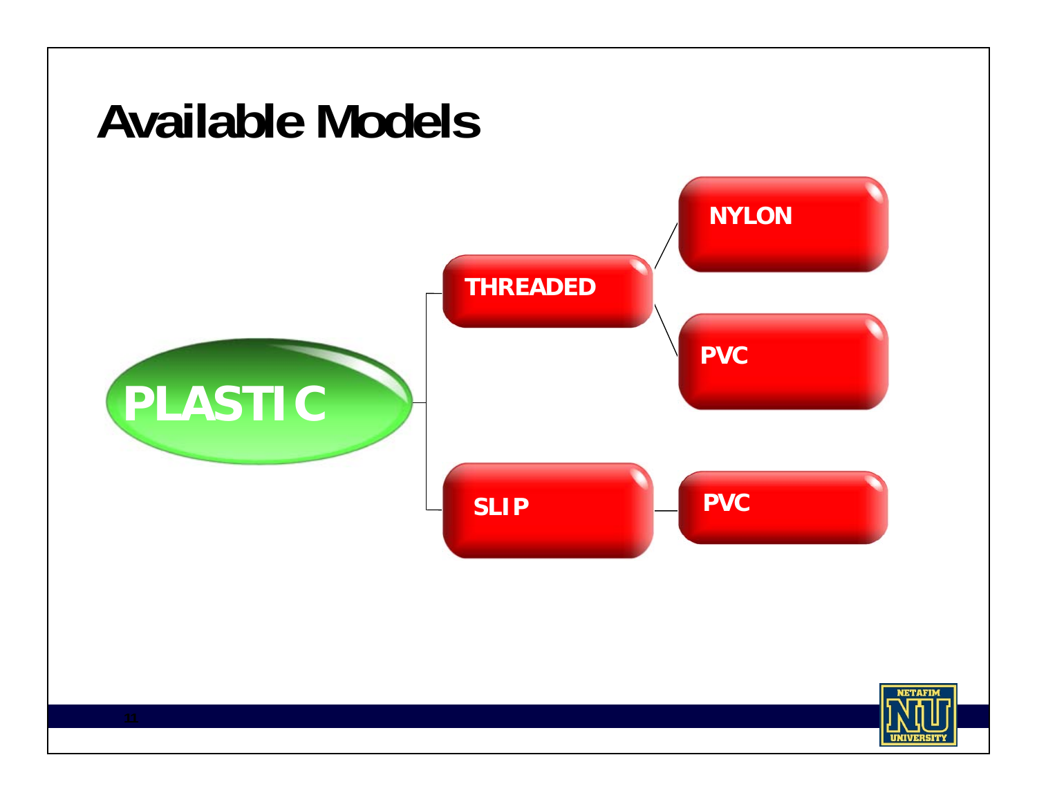# Available Models

- PLASTIC
  - THREADED
    - NYLON
    - PVC
  - SLIP
    - PVC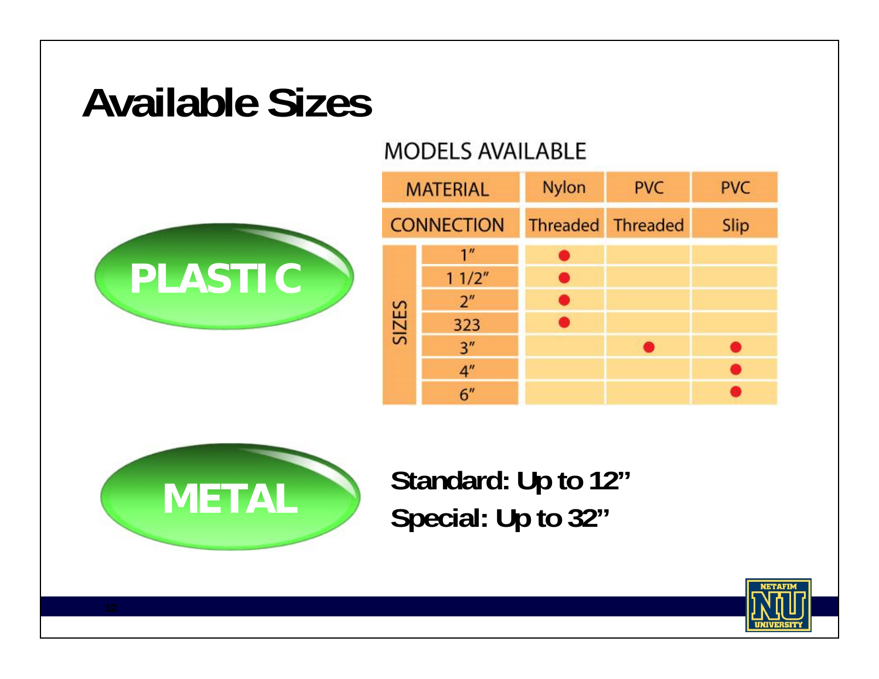# Available Sizes

**PLASTIC**

MODELS AVAILABLE

| MATERIAL | | Nylon | PVC | PVC |
|---|---|---|---|---|
| CONNECTION | | Threaded | Threaded | Slip |
| SIZES | 1″ | ● | | |
| | 1 1/2″ | ● | | |
| | 2″ | ● | | |
| | 323 | ● | | |
| | 3″ | | ● | ● |
| | 4″ | | | ● |
| | 6″ | | | ● |

**METAL**

**Standard: Up to 12”**

**Special: Up to 32”**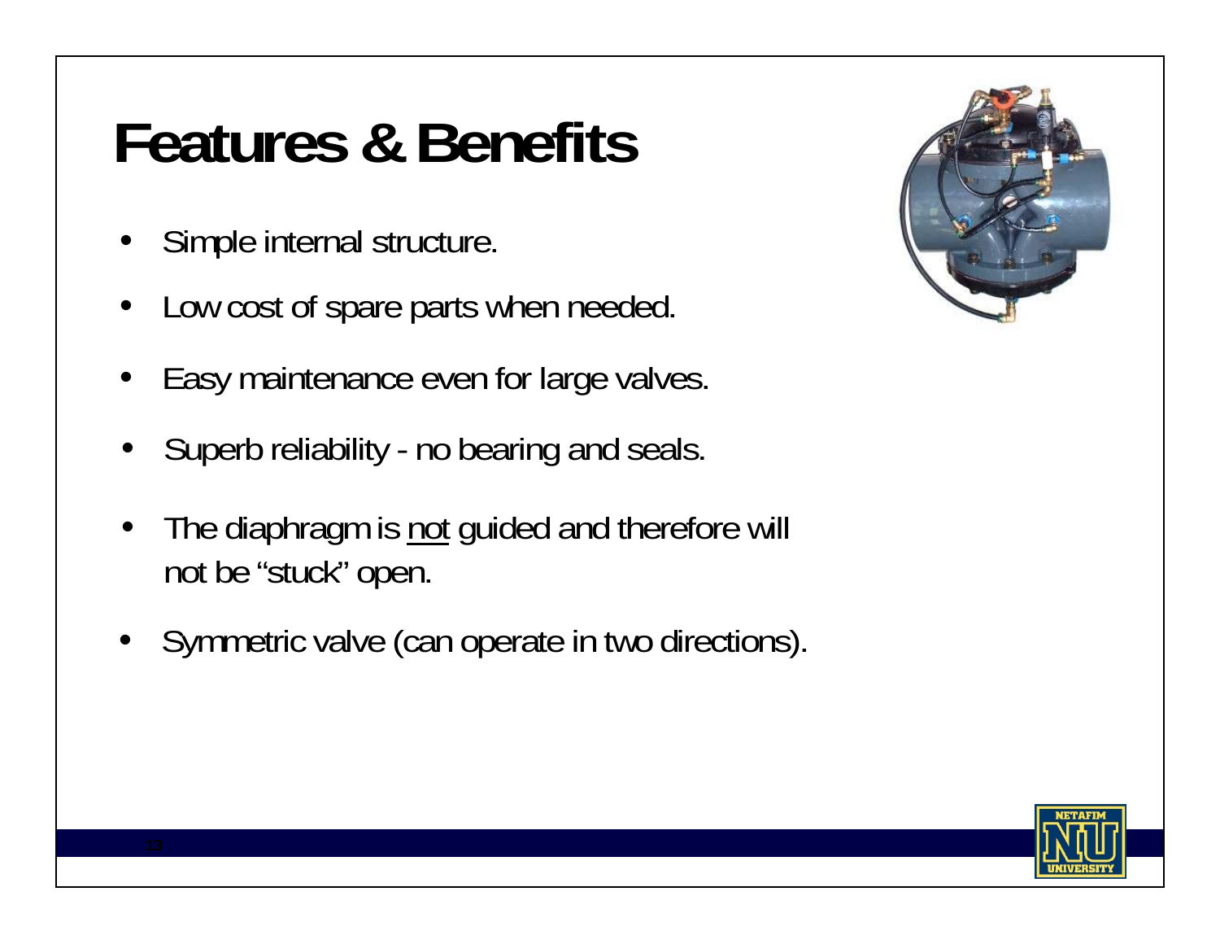# Features & Benefits

- Simple internal structure.
- Low cost of spare parts when needed.
- Easy maintenance even for large valves.
- Superb reliability - no bearing and seals.
- The diaphragm is <u>not</u> guided and therefore will not be "stuck" open.
- Symmetric valve (can operate in two directions).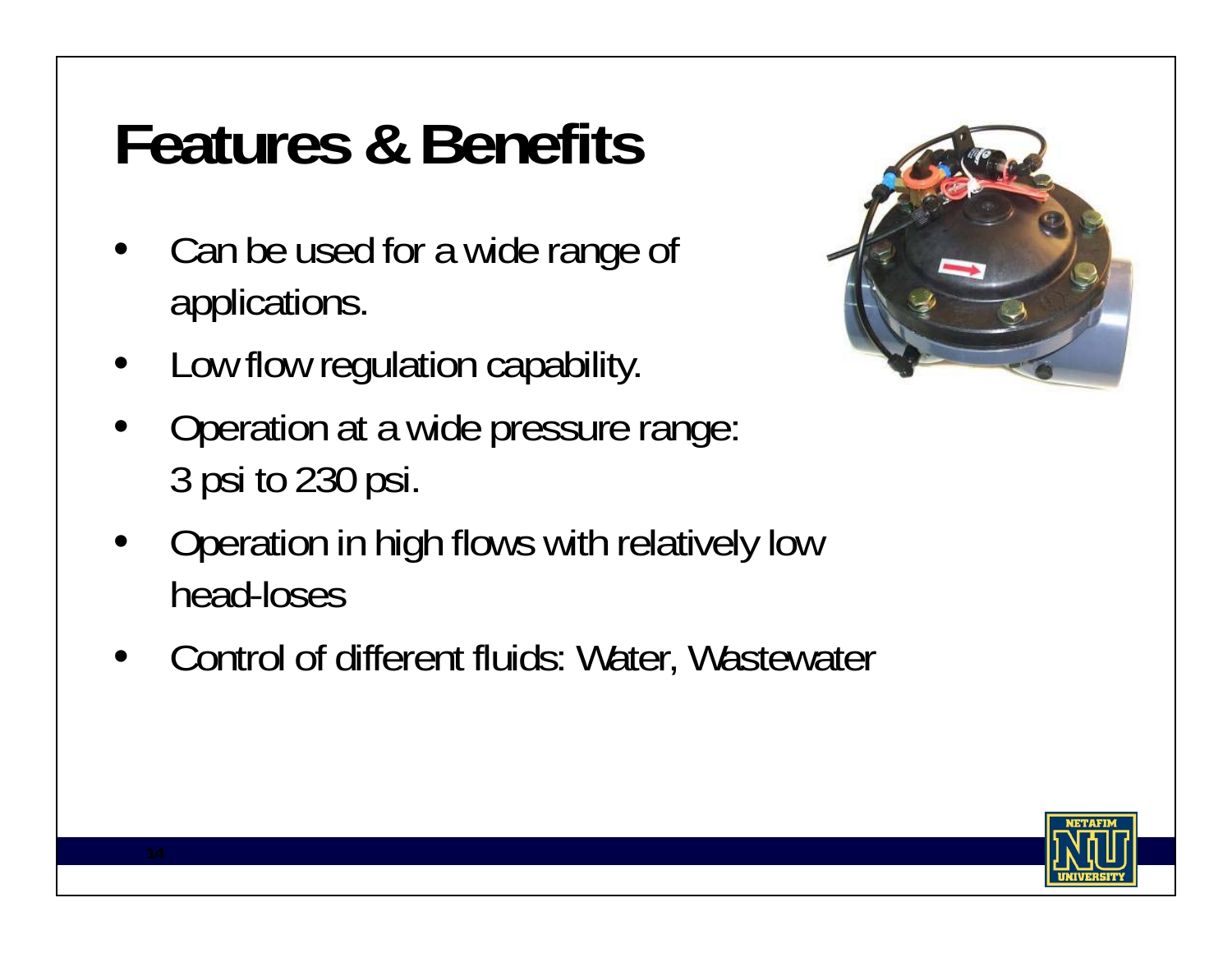# Features & Benefits

- Can be used for a wide range of applications.
- Low flow regulation capability.
- Operation at a wide pressure range: 3 psi to 230 psi.
- Operation in high flows with relatively low head-loses
- Control of different fluids: Water, Wastewater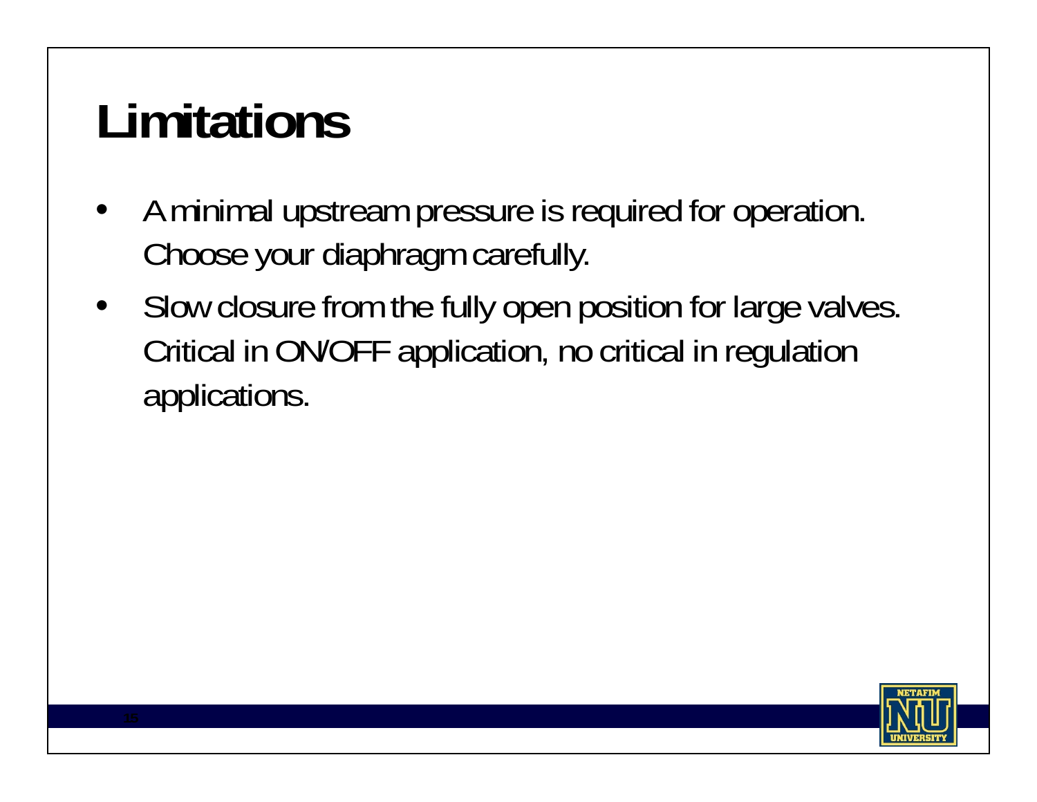# Limitations

- A minimal upstream pressure is required for operation. Choose your diaphragm carefully.
- Slow closure from the fully open position for large valves. Critical in ON/OFF application, no critical in regulation applications.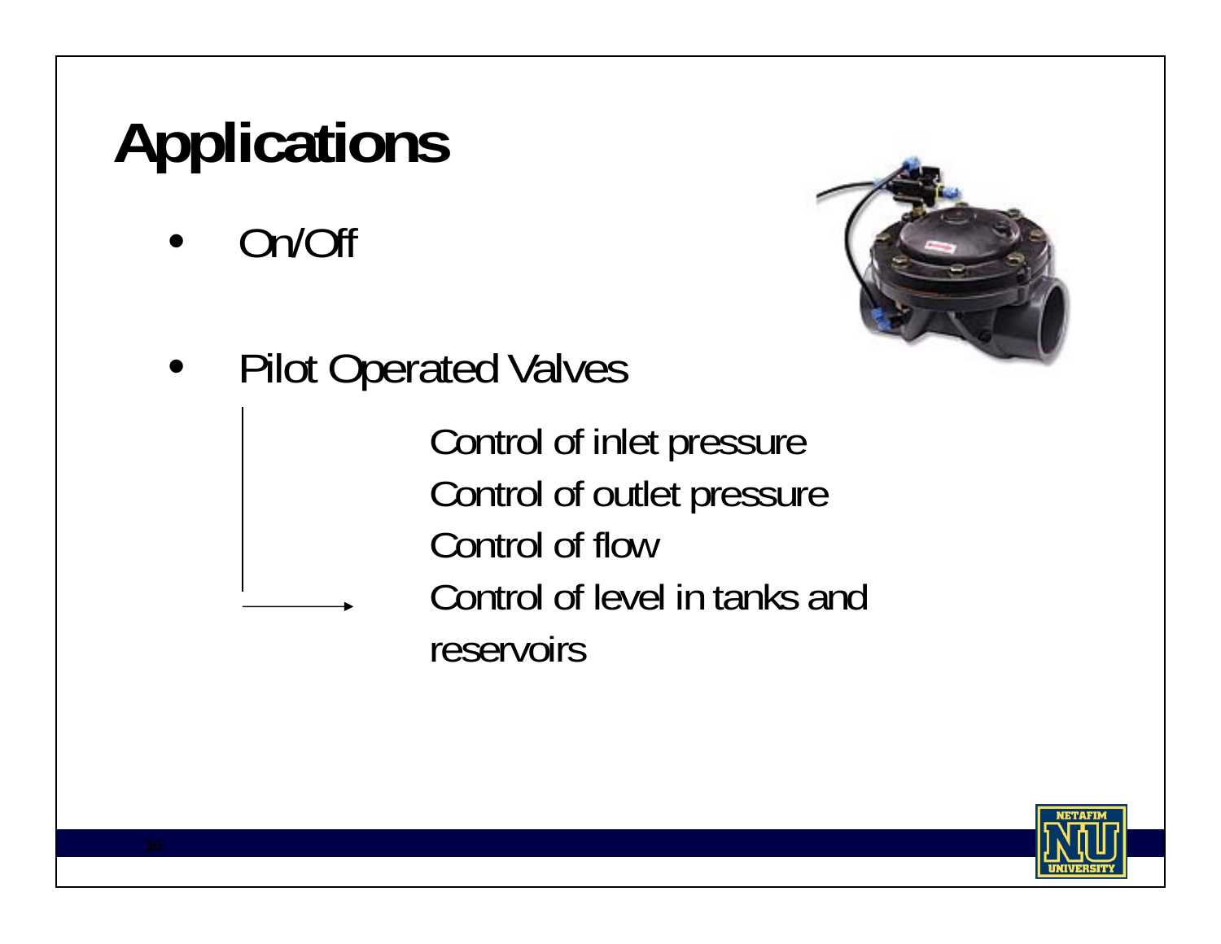# Applications

- On/Off

- Pilot Operated Valves
  - Control of inlet pressure
  - Control of outlet pressure
  - Control of flow
  - Control of level in tanks and reservoirs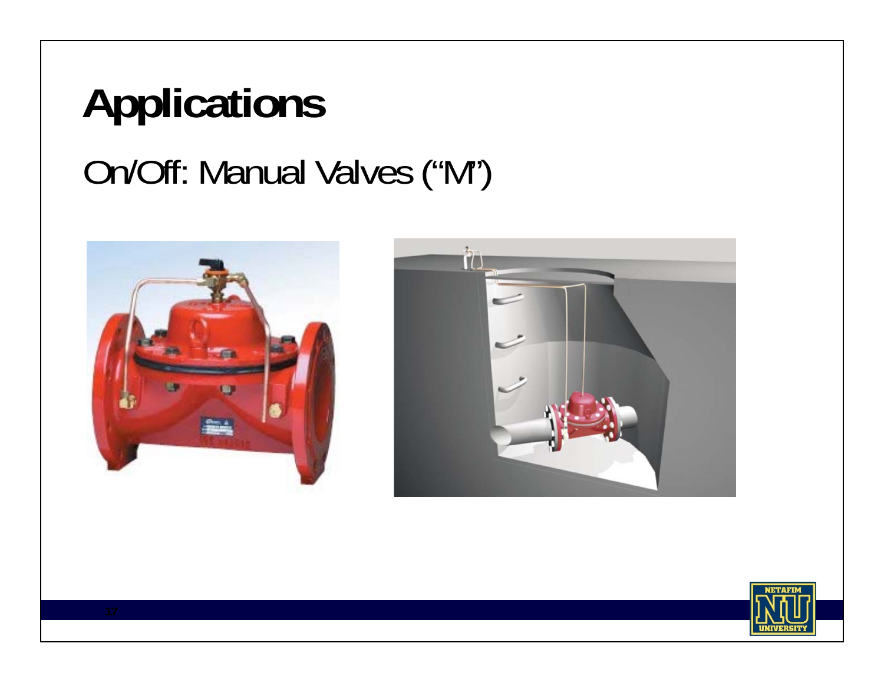# Applications

## On/Off: Manual Valves ("M")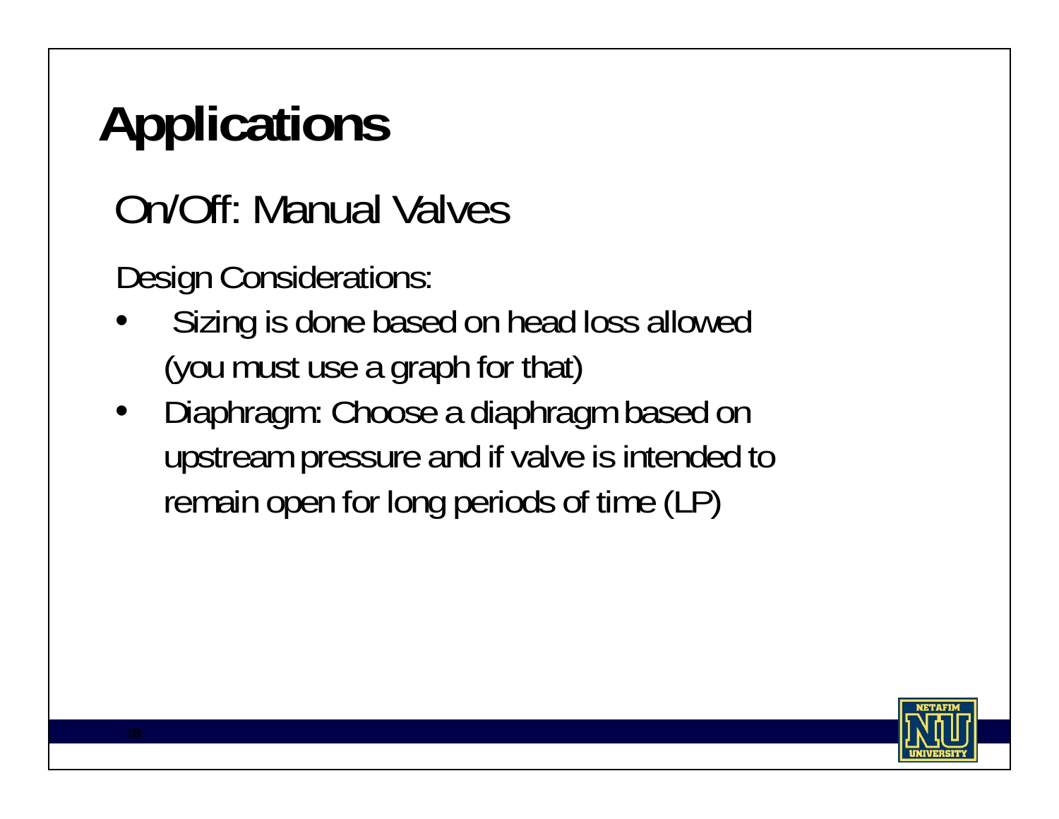# Applications

## On/Off: Manual Valves

Design Considerations:

- Sizing is done based on head loss allowed (you must use a graph for that)
- Diaphragm: Choose a diaphragm based on upstream pressure and if valve is intended to remain open for long periods of time (LP)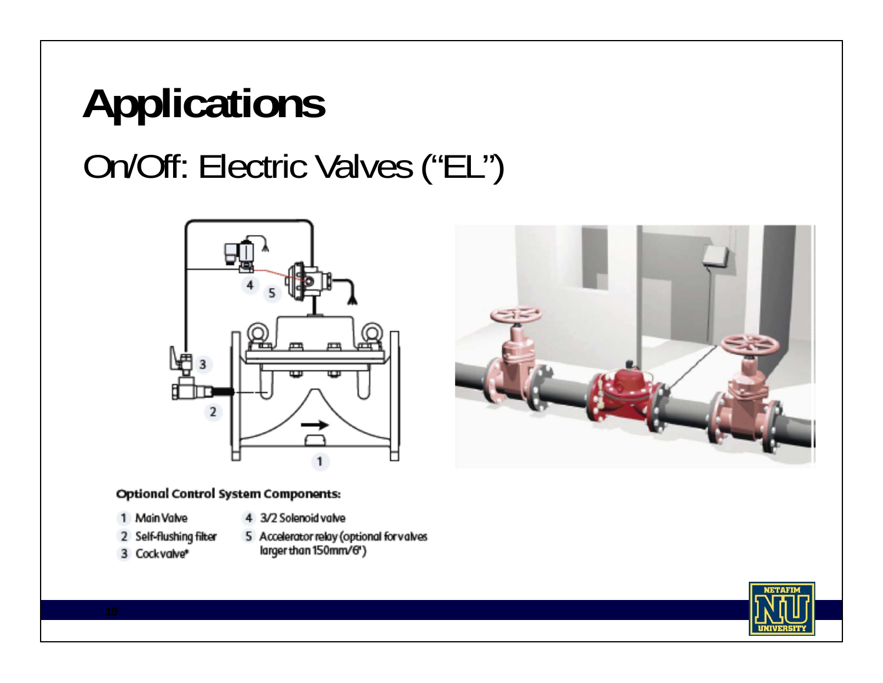# Applications

## On/Off: Electric Valves ("EL")

**Optional Control System Components:**

1. Main Valve
2. Self-flushing filter
3. Cock valve*
4. 3/2 Solenoid valve
5. Accelerator relay (optional for valves larger than 150mm/6")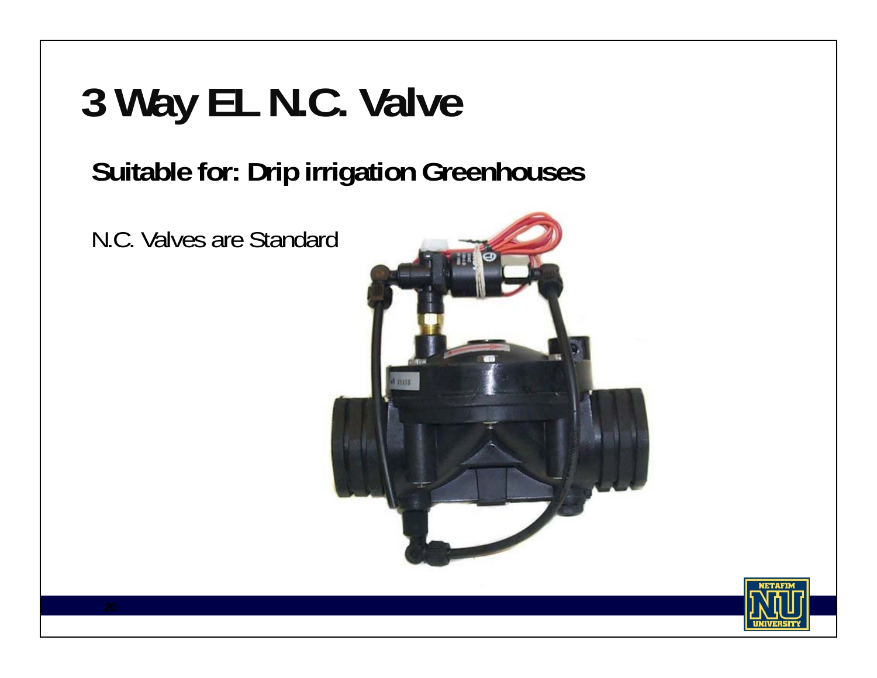# 3 Way EL N.C. Valve

## Suitable for: Drip irrigation Greenhouses

N.C. Valves are Standard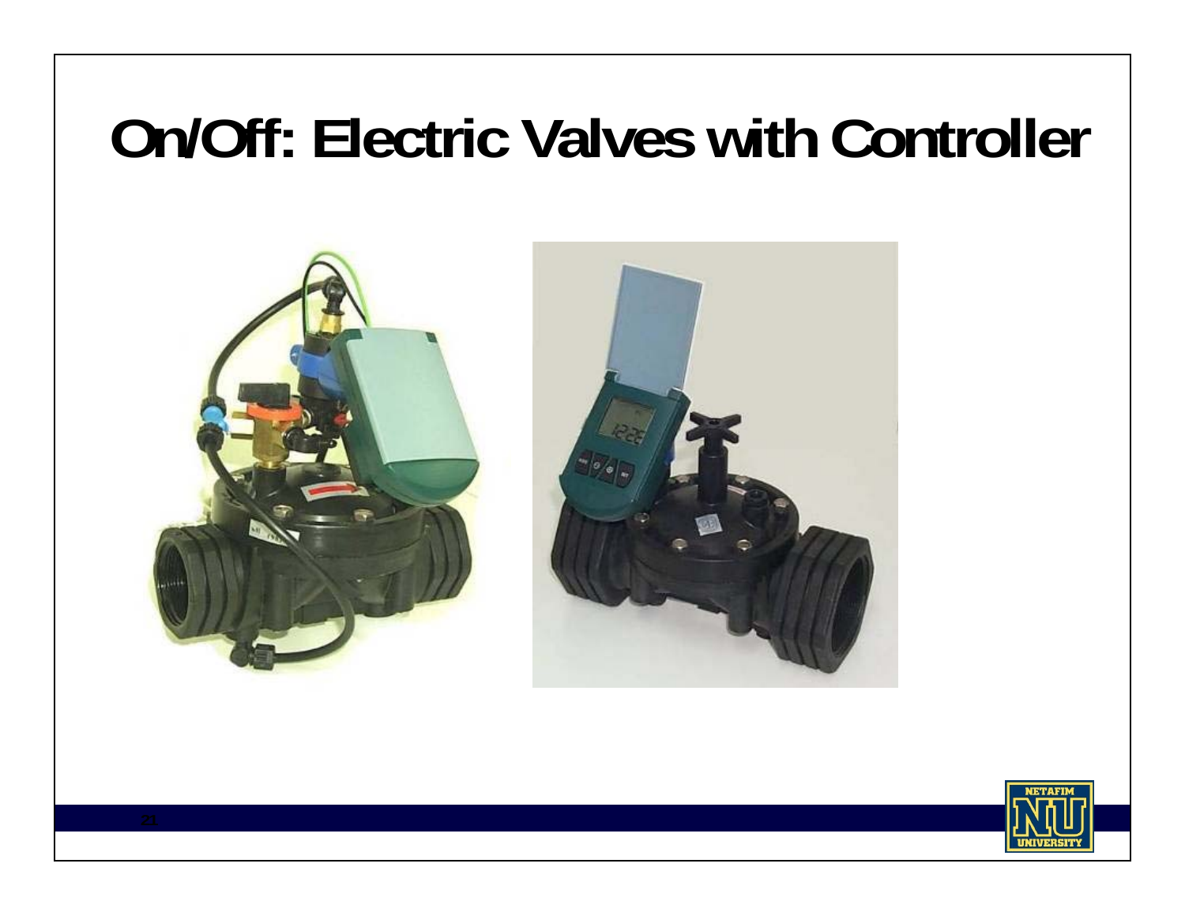# On/Off: Electric Valves with Controller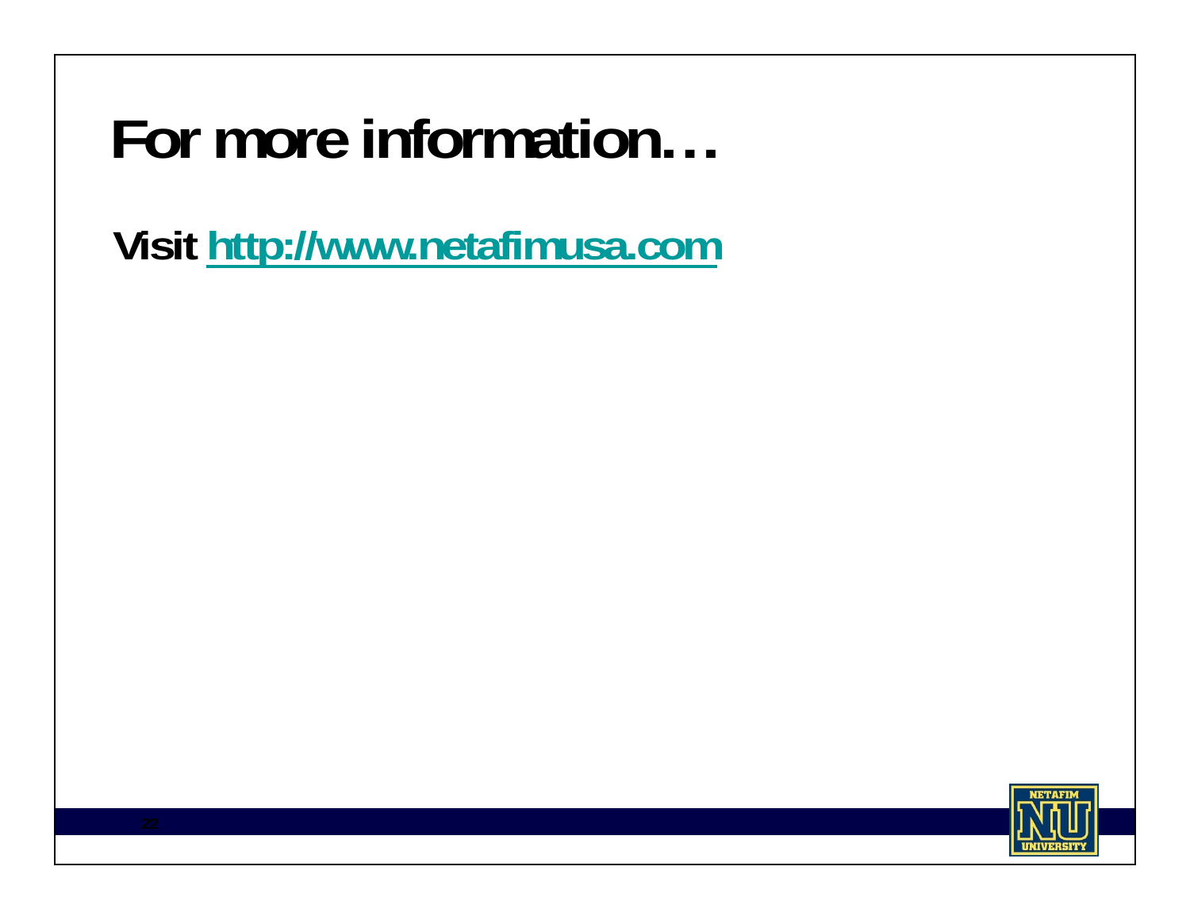# For more information…

**Visit [http://www.netafimusa.com](http://www.netafimusa.com)**